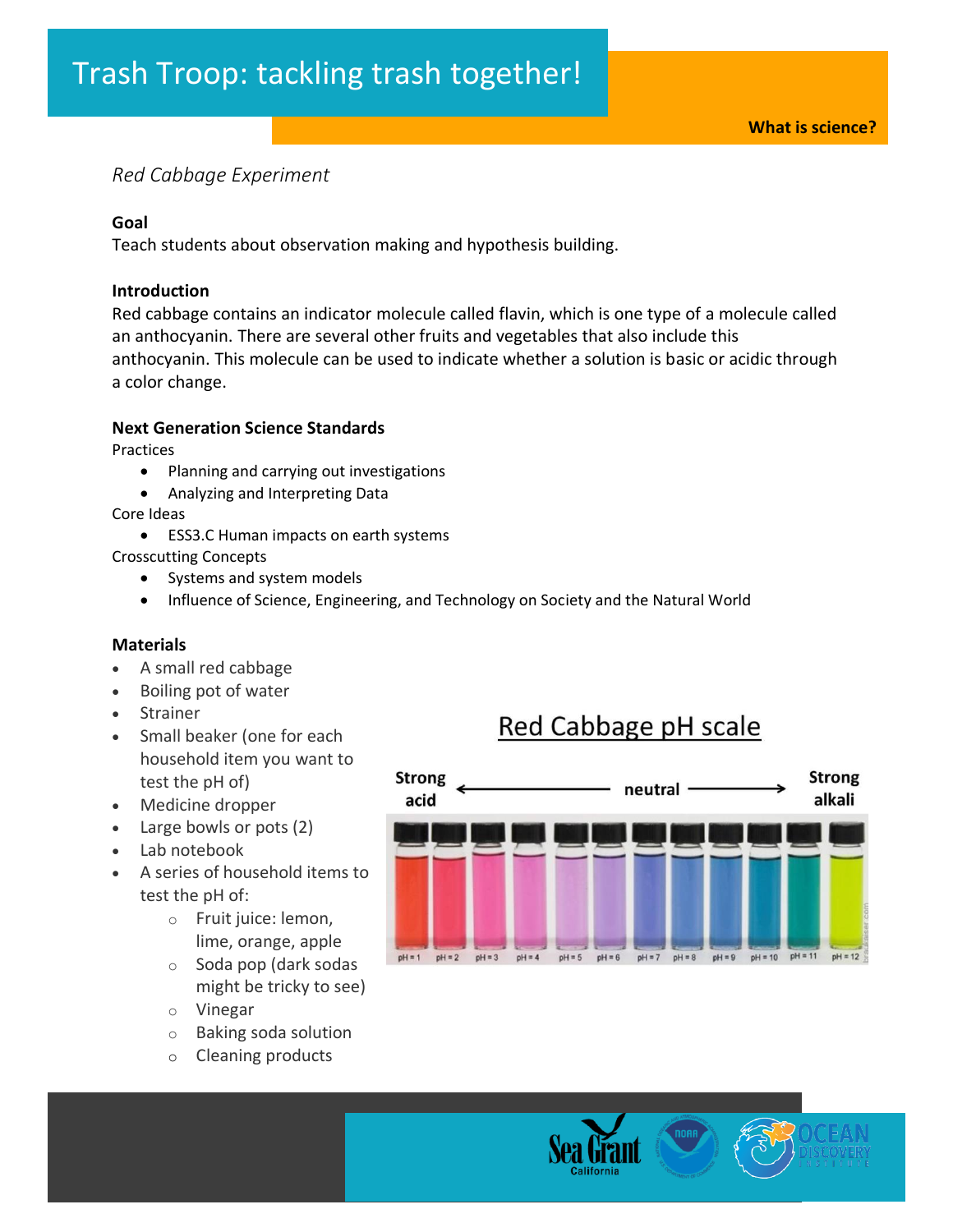# Trash Troop: tackling trash together!

**What is science?**

*Red Cabbage Experiment*

**Goal**

Teach students about observation making and hypothesis building.

**Introduction**

Red cabbage contains an indicator molecule called flavin, which is one type of a molecule called an anthocyanin. There are several other fruits and vegetables that also include this anthocyanin. This molecule can be used to indicate whether a solution is basic or acidic through a color change.

**Next Generation Science Standards**

Practices

- Planning and carrying out investigations
- Analyzing and Interpreting Data

Core Ideas

- ESS3.C Human impacts on earth systems

Crosscutting Concepts

- Systems and system models
- Influence of Science, Engineering, and Technology on Society and the Natural World

**Materials**

- A small red cabbage
- Boiling pot of water
- Strainer
- Small beaker (one for each household item you want to test the pH of)
- Medicine dropper
- Large bowls or pots (2)
- Lab notebook
- A series of household items to test the pH of:
    - Fruit juice: lemon, lime, orange, apple
    - Soda pop (dark sodas might be tricky to see)
    - Vinegar
    - Baking soda solution
    - Cleaning products

Red Cabbage pH scale

Strong acid ← neutral → Strong alkali

pH = 1 pH = 2 pH = 3 pH = 4 pH = 5 pH = 6 pH = 7 pH = 8 pH = 9 pH = 10 pH = 11 pH = 12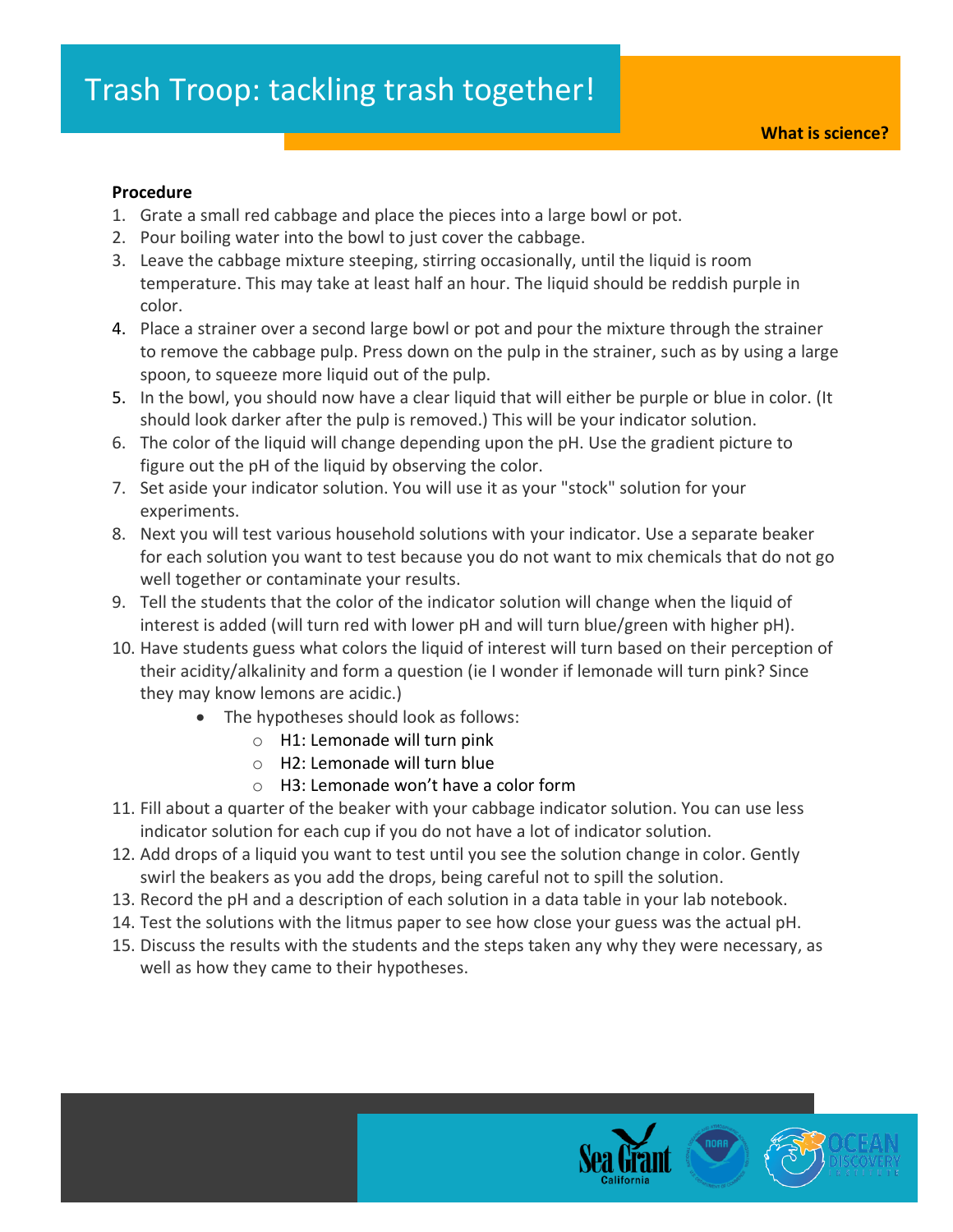**Procedure**

1. Grate a small red cabbage and place the pieces into a large bowl or pot.
2. Pour boiling water into the bowl to just cover the cabbage.
3. Leave the cabbage mixture steeping, stirring occasionally, until the liquid is room temperature. This may take at least half an hour. The liquid should be reddish purple in color.
4. Place a strainer over a second large bowl or pot and pour the mixture through the strainer to remove the cabbage pulp. Press down on the pulp in the strainer, such as by using a large spoon, to squeeze more liquid out of the pulp.
5. In the bowl, you should now have a clear liquid that will either be purple or blue in color. (It should look darker after the pulp is removed.) This will be your indicator solution.
6. The color of the liquid will change depending upon the pH. Use the gradient picture to figure out the pH of the liquid by observing the color.
7. Set aside your indicator solution. You will use it as your "stock" solution for your experiments.
8. Next you will test various household solutions with your indicator. Use a separate beaker for each solution you want to test because you do not want to mix chemicals that do not go well together or contaminate your results.
9. Tell the students that the color of the indicator solution will change when the liquid of interest is added (will turn red with lower pH and will turn blue/green with higher pH).
10. Have students guess what colors the liquid of interest will turn based on their perception of their acidity/alkalinity and form a question (ie I wonder if lemonade will turn pink? Since they may know lemons are acidic.)
    - The hypotheses should look as follows:
        - H1: Lemonade will turn pink
        - H2: Lemonade will turn blue
        - H3: Lemonade won't have a color form
11. Fill about a quarter of the beaker with your cabbage indicator solution. You can use less indicator solution for each cup if you do not have a lot of indicator solution.
12. Add drops of a liquid you want to test until you see the solution change in color. Gently swirl the beakers as you add the drops, being careful not to spill the solution.
13. Record the pH and a description of each solution in a data table in your lab notebook.
14. Test the solutions with the litmus paper to see how close your guess was the actual pH.
15. Discuss the results with the students and the steps taken any why they were necessary, as well as how they came to their hypotheses.